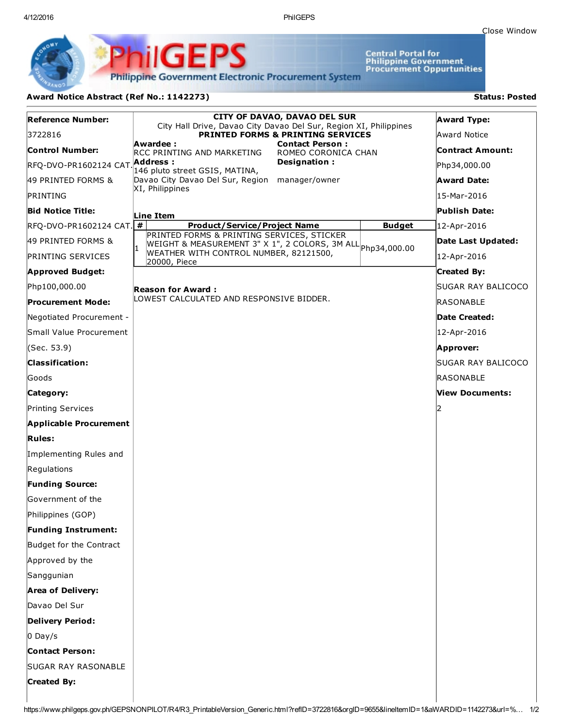Close Window

PhilGEPS

Philippine Government Electronic Procurement System

Central Portal for Philippine Government Procurement Oppurtunities

## Award Notice Abstract (Ref No.: 1142273)

**Status: Posted**

**Reference Number:**
3722816

**Control Number:**
RFQ-DVO-PR1602124 CAT. 49 PRINTED FORMS & PRINTING

**Bid Notice Title:**
RFQ-DVO-PR1602124 CAT. 49 PRINTED FORMS & PRINTING SERVICES

**Approved Budget:**
Php100,000.00

**Procurement Mode:**
Negotiated Procurement - Small Value Procurement (Sec. 53.9)

**Classification:**
Goods

**Category:**
Printing Services

**Applicable Procurement Rules:**
Implementing Rules and Regulations

**Funding Source:**
Government of the Philippines (GOP)

**Funding Instrument:**
Budget for the Contract Approved by the Sanggunian

**Area of Delivery:**
Davao Del Sur

**Delivery Period:**
0 Day/s

**Contact Person:**
SUGAR RAY RASONABLE

**Created By:**

**CITY OF DAVAO, DAVAO DEL SUR**
City Hall Drive, Davao City Davao Del Sur, Region XI, Philippines
**PRINTED FORMS & PRINTING SERVICES**

**Awardee :**
RCC PRINTING AND MARKETING

**Address :**
146 pluto street GSIS, MATINA, Davao City Davao Del Sur, Region XI, Philippines

**Contact Person :**
ROMEO CORONICA CHAN

**Designation :**
manager/owner

**Line Item**

| # | Product/Service/Project Name | Budget |
|---|---|---|
| 1 | PRINTED FORMS & PRINTING SERVICES, STICKER WEIGHT & MEASUREMENT 3" X 1", 2 COLORS, 3M ALL WEATHER WITH CONTROL NUMBER, 82121500, 20000, Piece | Php34,000.00 |

**Reason for Award :**
LOWEST CALCULATED AND RESPONSIVE BIDDER.

**Award Type:**
Award Notice

**Contract Amount:**
Php34,000.00

**Award Date:**
15-Mar-2016

**Publish Date:**
12-Apr-2016

**Date Last Updated:**
12-Apr-2016

**Created By:**
SUGAR RAY BALICOCO RASONABLE

**Date Created:**
12-Apr-2016

**Approver:**
SUGAR RAY BALICOCO RASONABLE

**View Documents:**
2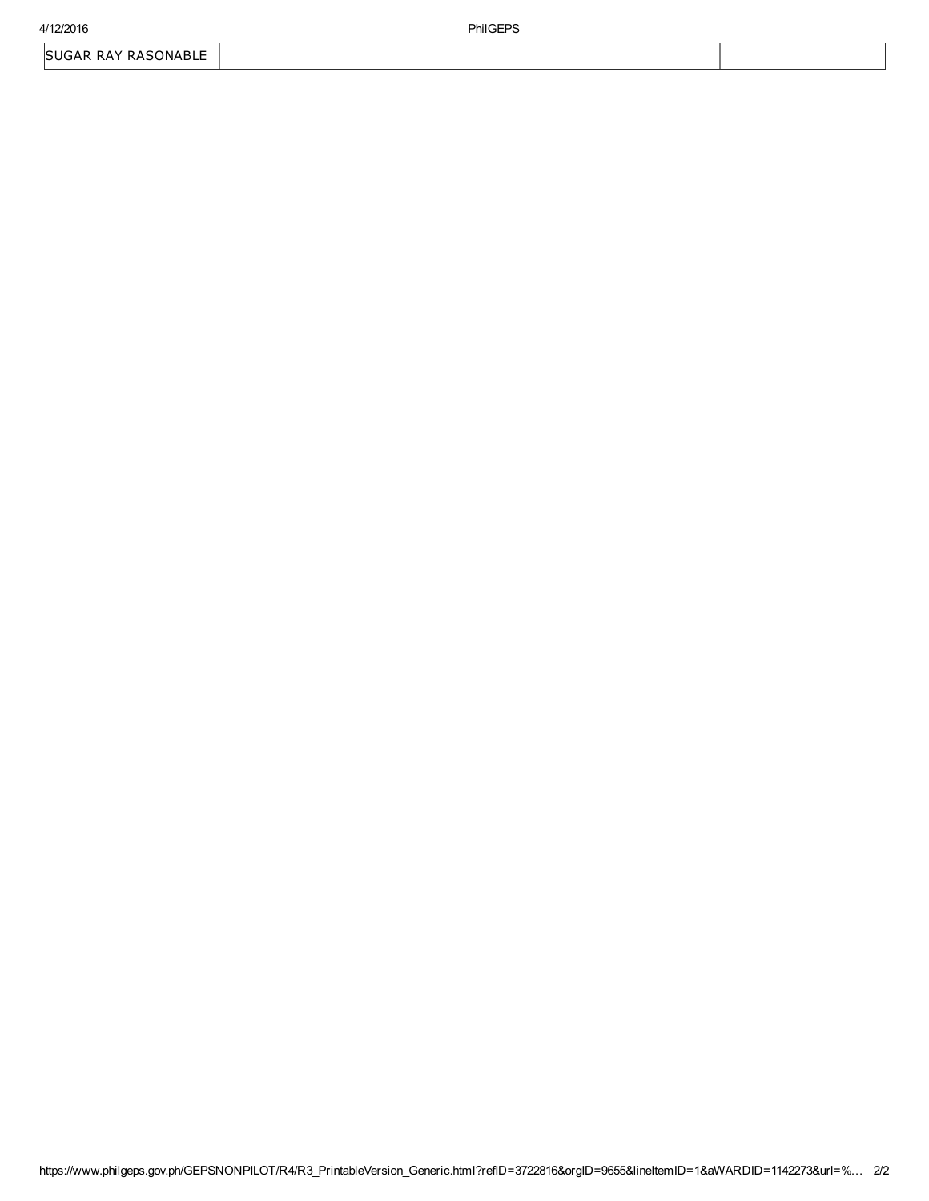| | | |
|---|---|---|
| SUGAR RAY RASONABLE | | |